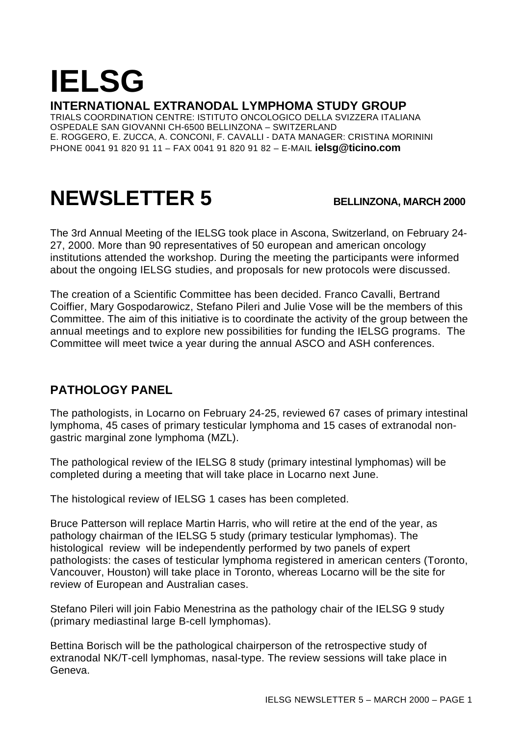# IELSG

**INTERNATIONAL EXTRANODAL LYMPHOMA STUDY GROUP**

TRIALS COORDINATION CENTRE: ISTITUTO ONCOLOGICO DELLA SVIZZERA ITALIANA
OSPEDALE SAN GIOVANNI CH-6500 BELLINZONA – SWITZERLAND
E. ROGGERO, E. ZUCCA, A. CONCONI, F. CAVALLI - DATA MANAGER: CRISTINA MORININI
PHONE 0041 91 820 91 11 – FAX 0041 91 820 91 82 – E-MAIL **ielsg@ticino.com**

# NEWSLETTER 5

**BELLINZONA, MARCH 2000**

The 3rd Annual Meeting of the IELSG took place in Ascona, Switzerland, on February 24-27, 2000. More than 90 representatives of 50 european and american oncology institutions attended the workshop. During the meeting the participants were informed about the ongoing IELSG studies, and proposals for new protocols were discussed.

The creation of a Scientific Committee has been decided. Franco Cavalli, Bertrand Coiffier, Mary Gospodarowicz, Stefano Pileri and Julie Vose will be the members of this Committee. The aim of this initiative is to coordinate the activity of the group between the annual meetings and to explore new possibilities for funding the IELSG programs. The Committee will meet twice a year during the annual ASCO and ASH conferences.

## PATHOLOGY PANEL

The pathologists, in Locarno on February 24-25, reviewed 67 cases of primary intestinal lymphoma, 45 cases of primary testicular lymphoma and 15 cases of extranodal non-gastric marginal zone lymphoma (MZL).

The pathological review of the IELSG 8 study (primary intestinal lymphomas) will be completed during a meeting that will take place in Locarno next June.

The histological review of IELSG 1 cases has been completed.

Bruce Patterson will replace Martin Harris, who will retire at the end of the year, as pathology chairman of the IELSG 5 study (primary testicular lymphomas). The histological review will be independently performed by two panels of expert pathologists: the cases of testicular lymphoma registered in american centers (Toronto, Vancouver, Houston) will take place in Toronto, whereas Locarno will be the site for review of European and Australian cases.

Stefano Pileri will join Fabio Menestrina as the pathology chair of the IELSG 9 study (primary mediastinal large B-cell lymphomas).

Bettina Borisch will be the pathological chairperson of the retrospective study of extranodal NK/T-cell lymphomas, nasal-type. The review sessions will take place in Geneva.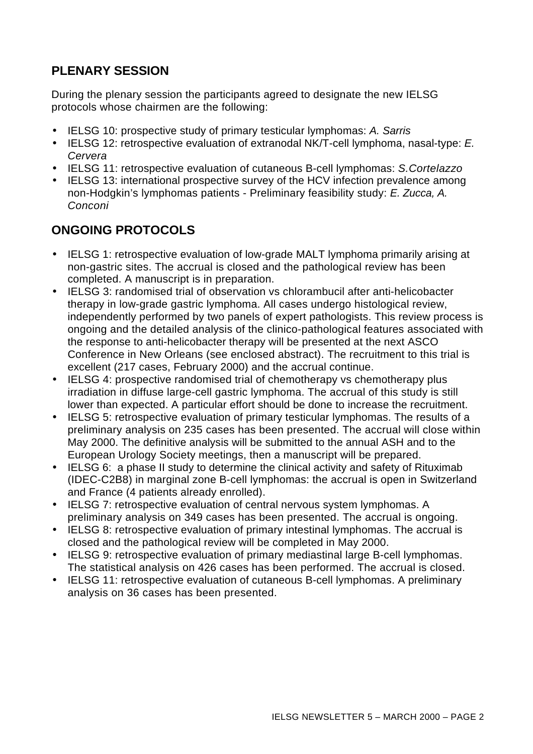## PLENARY SESSION

During the plenary session the participants agreed to designate the new IELSG protocols whose chairmen are the following:

- IELSG 10: prospective study of primary testicular lymphomas: *A. Sarris*
- IELSG 12: retrospective evaluation of extranodal NK/T-cell lymphoma, nasal-type: *E. Cervera*
- IELSG 11: retrospective evaluation of cutaneous B-cell lymphomas: *S.Cortelazzo*
- IELSG 13: international prospective survey of the HCV infection prevalence among non-Hodgkin's lymphomas patients - Preliminary feasibility study: *E. Zucca, A. Conconi*

## ONGOING PROTOCOLS

- IELSG 1: retrospective evaluation of low-grade MALT lymphoma primarily arising at non-gastric sites. The accrual is closed and the pathological review has been completed. A manuscript is in preparation.
- IELSG 3: randomised trial of observation vs chlorambucil after anti-helicobacter therapy in low-grade gastric lymphoma. All cases undergo histological review, independently performed by two panels of expert pathologists. This review process is ongoing and the detailed analysis of the clinico-pathological features associated with the response to anti-helicobacter therapy will be presented at the next ASCO Conference in New Orleans (see enclosed abstract). The recruitment to this trial is excellent (217 cases, February 2000) and the accrual continue.
- IELSG 4: prospective randomised trial of chemotherapy vs chemotherapy plus irradiation in diffuse large-cell gastric lymphoma. The accrual of this study is still lower than expected. A particular effort should be done to increase the recruitment.
- IELSG 5: retrospective evaluation of primary testicular lymphomas. The results of a preliminary analysis on 235 cases has been presented. The accrual will close within May 2000. The definitive analysis will be submitted to the annual ASH and to the European Urology Society meetings, then a manuscript will be prepared.
- IELSG 6: a phase II study to determine the clinical activity and safety of Rituximab (IDEC-C2B8) in marginal zone B-cell lymphomas: the accrual is open in Switzerland and France (4 patients already enrolled).
- IELSG 7: retrospective evaluation of central nervous system lymphomas. A preliminary analysis on 349 cases has been presented. The accrual is ongoing.
- IELSG 8: retrospective evaluation of primary intestinal lymphomas. The accrual is closed and the pathological review will be completed in May 2000.
- IELSG 9: retrospective evaluation of primary mediastinal large B-cell lymphomas. The statistical analysis on 426 cases has been performed. The accrual is closed.
- IELSG 11: retrospective evaluation of cutaneous B-cell lymphomas. A preliminary analysis on 36 cases has been presented.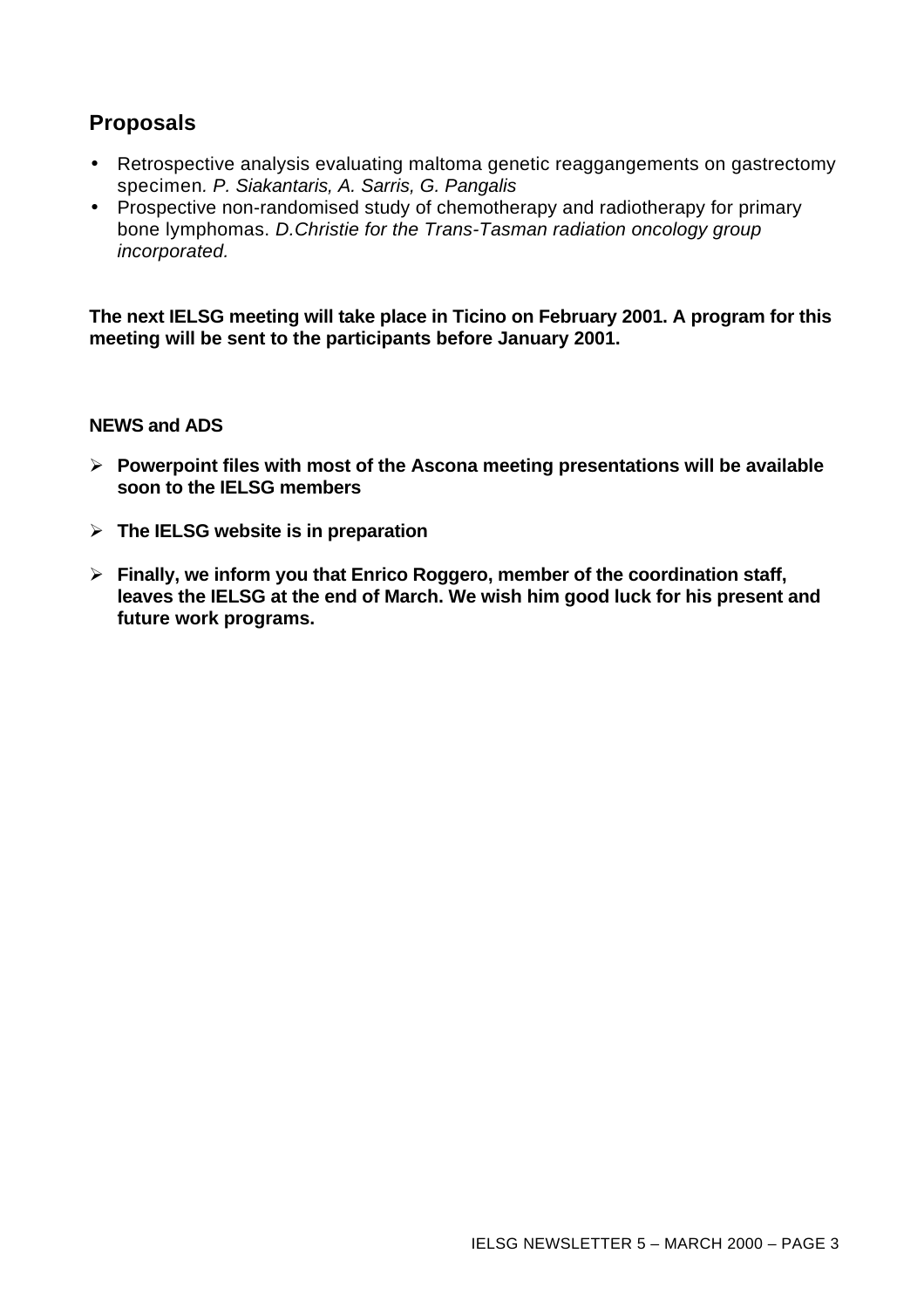## Proposals

- Retrospective analysis evaluating maltoma genetic reaggangements on gastrectomy specimen*. P. Siakantaris, A. Sarris, G. Pangalis*
- Prospective non-randomised study of chemotherapy and radiotherapy for primary bone lymphomas. *D.Christie for the Trans-Tasman radiation oncology group incorporated.*

**The next IELSG meeting will take place in Ticino on February 2001. A program for this meeting will be sent to the participants before January 2001.**

**NEWS and ADS**

- **Powerpoint files with most of the Ascona meeting presentations will be available soon to the IELSG members**
- **The IELSG website is in preparation**
- **Finally, we inform you that Enrico Roggero, member of the coordination staff, leaves the IELSG at the end of March. We wish him good luck for his present and future work programs.**